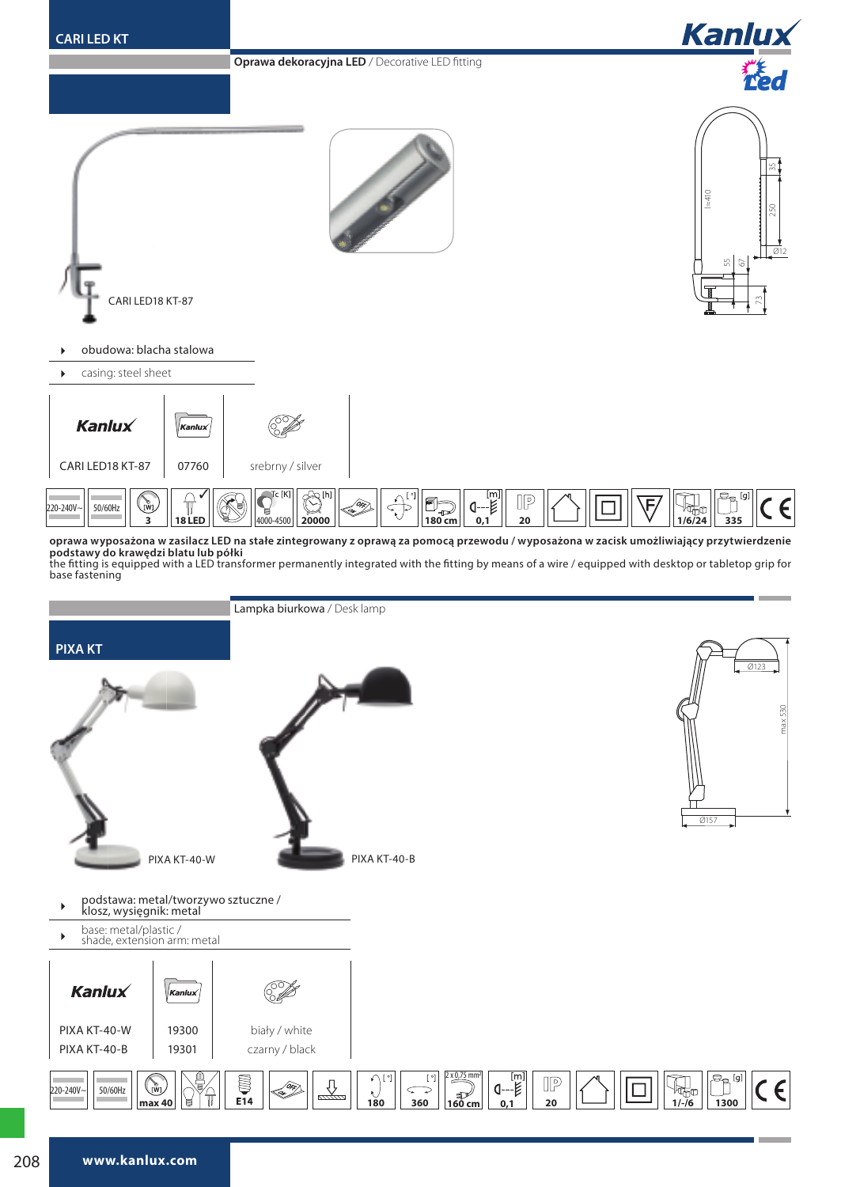## CARI LED KT

**Oprawa dekoracyjna LED** / Decorative LED fitting

CARI LED18 KT-87

- obudowa: blacha stalowa
- casing: steel sheet

| Kanlux | Kanlux | |
|---|---|---|
| CARI LED18 KT-87 | 07760 | srebrny / silver |

220-240V~ | 50/60Hz | [W] 3 | 18 LED | Tc [K] 4000-4500 | [h] 20000 | 180 cm | [m] 0,1 | IP 20 | 1/6/24 | [g] 335

**oprawa wyposażona w zasilacz LED na stałe zintegrowany z oprawą za pomocą przewodu / wyposażona w zacisk umożliwiający przytwierdzenie podstawy do krawędzi blatu lub półki**
the fitting is equipped with a LED transformer permanently integrated with the fitting by means of a wire / equipped with desktop or tabletop grip for base fastening

**Lampka biurkowa** / Desk lamp

## PIXA KT

PIXA KT-40-W

PIXA KT-40-B

- podstawa: metal/tworzywo sztuczne / klosz, wysięgnik: metal
- base: metal/plastic / shade, extension arm: metal

| Kanlux | Kanlux | |
|---|---|---|
| PIXA KT-40-W | 19300 | biały / white |
| PIXA KT-40-B | 19301 | czarny / black |

220-240V~ | 50/60Hz | [W] max 40 | E14 | [°] 180 | [°] 360 | 2 x 0,75 mm² 160 cm | [m] 0,1 | IP 20 | 1/-/6 | [g] 1300

www.kanlux.com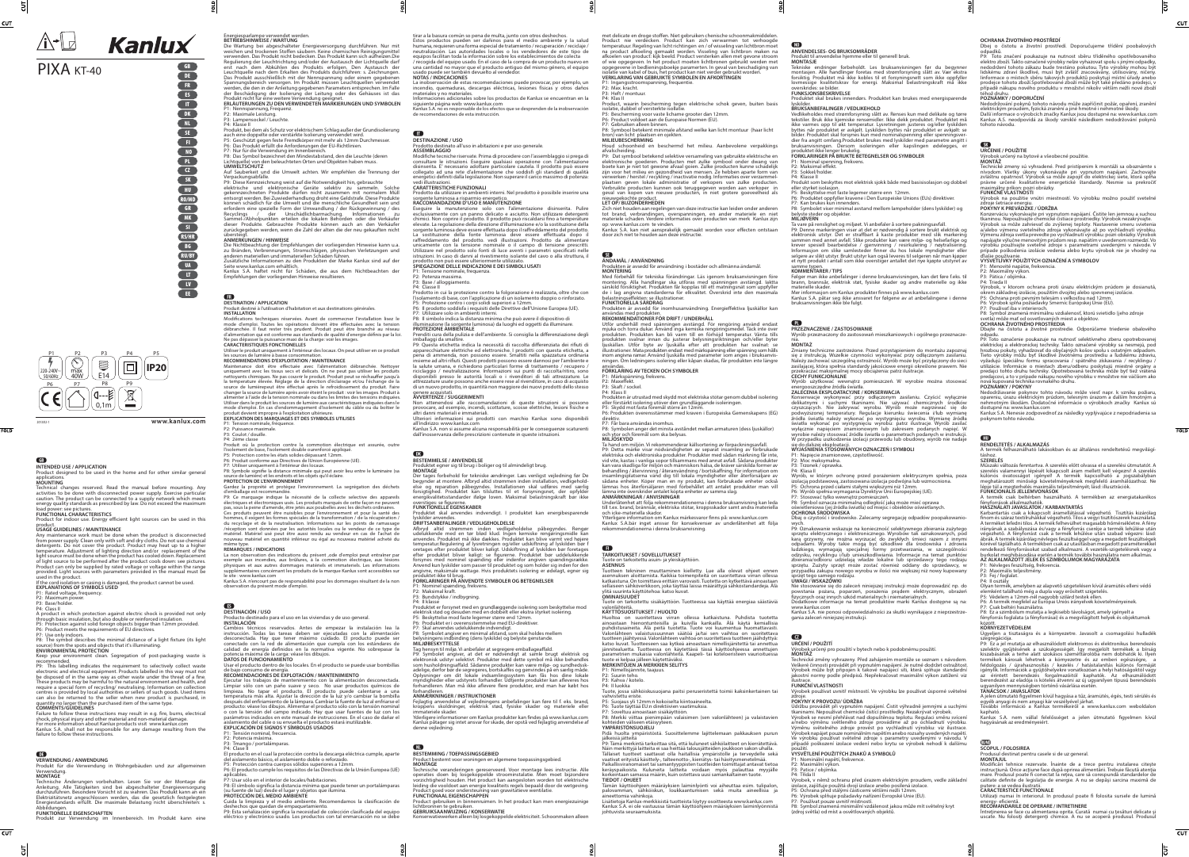# Kanlux

## PIXA KT-40

GB DE FR ES IT DK NL SE FI NO PL CZ SK HU RO/MD GR MK SI RS/HR BG RU/BY UA LT LV EE

P1: 220-240V~ 50/60Hz | P2: max 40W | P3: E14 | P4 | P5: IP20 | P6 | P7 | P8 | P9: 0,1m

www.kanlux.com

### GB

**INTENDED USE / APPLICATION**
Product designed to be used in the home and for other similar general applications.

**MOUNTING**
Technical changes reserved. Read the manual before mounting. Any activities to be done with disconnected power supply. Exercise particular caution. The product can be connected to a supply network which meets energy quality standards as prescribed by law. Do not exceed the maximum load power: see pictures.

**FUNCTIONAL CHARACTERISTICS**
Product for indoor use. Energy efficient light sources can be used in this product.

**USAGE GUIDELINES / MAINTENANCE**
Any maintenance work must be done when the product is disconnected from power supply. Clean only with soft and dry cloths. Do not use chemical detergents. Do not cover the product. Product may heat up to a higher temperature. Adjustment of lighting direction and/or replacement of the light source must be done when the product has cooled down. Replacement of light source to be performed after the product cools down: see pictures. Product can only be supplied by rated voltage or voltage within the range provided. Light source with parameters provided in the manual must be used in the product.
If the cord insulation or casing is damaged, the product cannot be used.

**EXPLANATIONS OF SYMBOLS USED**
P1: Rated voltage, frequency.
P2: Maximum power.
P3: Base/holder.
P4: Class II
A product in which protection against electric shock is provided not only through basic insulation, but also double or reinforced insulation.
P5: Protection against solid foreign objects bigger than 12mm provided.
P6: Product meets the requirements of EU directives.
P7: Use only indoors.
P8: The symbol describes the minimal distance of a light fixture (its light source) from the spots and objects that it's illuminating.

**ENVIRONMENTAL PROTECTION**
Keep your environment clean. Segregation of post-packaging waste is recommended.
P9: This labelling indicates the requirement to selectively collect waste electronic and electrical equipment. Products labelled in this way must not be disposed of in the same way as other waste with the threat of a fine. These products may be harmful to the natural environment and health, and require a special form of recycling/ neutralising. Information on collection centres is provided by local authorities or sellers of such goods. Used items can also be returned to the seller when new product is purchased, in a quantity no larger than the purchased item of the same type.

**COMMENTS/GUIDELINES**
Failure to follow these instructions may result in e.g. fire, burns, electrical shock, physical injury and other material and non-material damage.
For more information about Kanlux products visit: www.kanlux.com
Kanlux S.A. shall not be responsible for any damage resulting from the failure to follow these instructions.

### DE

**VERWENDUNG / ANWENDUNG**
Produkt für die Verwendung in Wohngebäuden und zur allgemeinen Verwendung.

**MONTAGE**
Technische Änderungen vorbehalten. Lesen Sie vor der Montage die Anleitung. Alle Tätigkeiten sind bei abgeschalteter Energieversorgung durchzuführen. Besondere Vorsicht ist zu walten. Das Produkt kann an ein Elektronetz angeschlossen werden, das die gesetzlich festgelegten Energiestandards erfüllt. Die maximale Belastung nicht überschreiten: s. Abbildungen.

**FUNKTIONELLE EIGENSCHAFTEN**
Produkt zur Verwendung im Innenbereich. Im Produkt kann eine Energiesparlampe verwendet werden.

**BETRIEBSHINWEISE / WARTUNG**
Die Wartung bei abgeschalteter Energieversorgung durchführen. Nur mit weichen und trockenen Stoffen säubern. Keine chemischen Reinigungsmittel verwenden. Das Produkt nicht bedecken. Das Produkt kann sich aufheizen. Die Regulierung der Leuchtrichtung und/oder der Austausch der Lichtquelle darf erst nach dem Abkühlen des Produkts erfolgen. Den Austausch der Leuchtquelle nach dem Abkühlen des Produkts durchführen: s. Zeichnungen. Das Produkt ausschließlich mit der Nennspannung oder einem gegebenen Spannungsbereich versorgen. Im Produkt müssen Leuchtquellen verwendet werden, die den in der Anleitung gegebenen Parametern entsprechen. Im Falle der Beschädigung der Isolierung der Leitung oder des Gehäuses ist das Produkt nicht für eine weitere Verwendung geeignet.

**ERLÄUTERUNGEN ZU DEN VERWENDETEN MARKIERUNGEN UND SYMBOLEN**
P1: Nennspannung, Frequenz.
P2: Maximale Leistung.
P3: Lampensockel / Leuchte.
P4: Klasse II
Produkt, bei dem als Schutz vor elektrischem Schlag außer der Grundisolierung auch eine doppelte oder verstärkte Isolierung verwendet wird.
P5: Geschützt gegen feste Fremdkörper mit mehr als 12mm Durchmesser.
P6: Das Produkt erfüllt die Anforderungen der EU-Richtlinien.
P7: Nur für die Verwendung im Innenbereich.
P8: Das Symbol bezeichnet den Mindestabstand, den die Leuchte (deren Lichtquelle) von den beleuchteten Orten und Objekten haben muss.

**UMWELTSCHUTZ**
Auf Sauberkeit und die Umwelt achten. Wir empfehlen die Trennung der Verpackungsabfälle.
P9: Diese Kennzeichnung weist auf die Notwendigkeit hin, gebrauchte elektrische und elektronische Geräte selektiv zu sammeln. Solche gekennzeichneten Produkte dürfen nicht zusammen mit normalem Müll entsorgt werden. Bei Zuwiderhandlung droht eine Geldstrafe. Diese Produkte können schädlich für die Umwelt und die menschliche Gesundheit sein und erfordern eine spezielle Form der Umwandlung / der Rückgewinnung / des Recyclings / der Unschädlichmachung. Informationen zu Sammel-/Abholpunkten erteilen die lokalen Behörden oder die Verkäufer dieser Produkte. Gebrauchte Produkte können auch an den Verkäufer zurückgegeben werden, wenn die Zahl der alten die der neu gekauften nicht übersteigt.

**ANMERKUNGEN / HINWEISE**
Die Nichtbeachtung der Empfehlungen der vorliegenden Hinweise kann u.a. zu Bränden, Verbrennungen, Stromschlägen, physischen Verletzungen und anderen materiellen und immateriellen Schäden führen.
Zusätzliche Informationen zu den Produkten der Marke Kanlux sind auf der Seite www.kanlux.com erhältlich.
Kanlux S.A. haftet nicht für Schäden, die aus dem Nichtbeachten der Empfehlungen der vorliegenden Hinweise resultieren.

### FR

**DESTINATION / APPLICATION**
Produit destiné à l'utilisation d'habitation et aux destinations générales.

**INSTALLATION**
Modifications techniques réservées. Avant de commencer l'installation lisez le mode d'emploi. Toutes les opérations doivent être effectuées avec la tension débranchée. Il faut rester très prudent. Produit peut être branché au réseau d'alimentation qui est conforme aux standards de qualité d'énergie définis par la loi. Ne pas dépasser la puissance max de la charge: voir les images.

**CARACTERISTIQUES FONCTIONELLES**
Utiliser le produit uniquement à l'intérieur des locaux. On peut utiliser en ce produit les sources de lumière à basse consommation.

**RECOMMANDATIONS D'EXPLOITATION / MAINTENANCE**
Maintenance doit être effectuée avec l'alimentation débranchée. Nettoyer uniquement avec les tissus secs et délicats. On ne peut pas utiliser les produits nettoyants chimiques. Ne pas couvrir le produit. Produit peut se réchauffer jusqu'à la température élevée. Réglage de la direction d'éclairage et/ou l'échange de la source de luminescence doit être effectué après le refroidissement du produit. Faire changer la source de lumière après avoir éteint le produit : voir les images. Produit à alimenter à l'aide de la tension nominale ou dans les limites des tensions indiquées. Utiliser dans le produit les sources de lumière aux caractéristiques indiquées dans le mode d'emploi. En cas d'endommagement d'isolement du câble ou du boîtier le produit devient impropre à l'exploitation ultérieure.

**EXPLICATION DES MARQUAGES ET DES SYMBOLES UTILISES**
P1: Tension nominale, fréquence.
P2: Puissance maximale.
P3: Coulot / douille.
P4: 2ème classe
Produit où la protection contre la commotion électrique est assurée, outre l'isolement de base, l'isolement double ou renforcé appliqué.
P5: Protection contre les états solides dessous 12mm.
P6: Produit conforme aux Directives de l'Union Européenne (UE).
P7: Utiliser uniquement à l'intérieur des locaux.
P8: Symbole signifie la distance minimale qui peut avoir lieu entre le luminaire (sa source de lumière) et les endroits et les objets qu'il éclaire.

**PROTECTION DE L'ENVIRONNEMENT**
Garder la propreté et protéger l'environnement. La ségrégation des déchets d'emballage est recommandée.
P9: Ce marquage indique la nécessité de la collecte sélective des appareils électriques et électroniques usés. Les produits marqués de cette façon ne peuvent pas, sous la peine d'amende, être jetés avec les poubelles avec les autres déchets ordinaires. Ces produits peuvent être nuisibles pour l'environnement et pour la santé des hommes, il exigent les formes spéciales de la transformation / de la récupération / du recyclage et de la neutralisation. Informations sur les points de ramassage /récupération sont données par les autorités locales ou le vendeur de ce type de matériel. Matériel usé peut être aussi rendu au vendeur en cas de l'achat du nouveau matériel en quantité inférieur ou égal au nouveau matériel acheté de même type.

**REMARQUES / INDICATIONS**
La non observation des indications du présent code d'emploi peut entraîner par exemple aux incendies, aux brûlures, à la commotion électrique, aux lésions physiques et aux autres dommages matériels et immatériels. Les informations supplémentaires concernant les produits de la marque Kanlux sont accessibles sur le site : www.kanlux.com
Kanlux S.A. n'encourt pas de responsabilité pour les dommages résultant de la non observation du présent mode d'emploi.

### ES

**DESTINACIÓN / USO**
Producto destinado para el uso en las viviendas y de uso general.

**INSTALACIÓN**
Cambios técnicos reservados. Antes de empezar la instalación lea la instrucción. Todas las tareas deben ser ejecutadas con la alimentación desconectada. Hay que tener máximo cuidado. El producto puede ser conectado a la red de alimentación que cumpla con los estándares de calidad de energía definidos en la normativa vigente. No sobrepasar la potencia máxima de la carga: véase los dibujos.

**DATOS DE FUNCIONAMIENTO**
Usar el producto dentro de los locales. En el producto se puede usar bombillas de bajo consumo de energía.

**RECOMENDACIONES DE EXPLOTACIÓN / MANTENIMIENTO**
Ejecutar los trabajos de mantenimiento con la alimentación desconectada. Limpiar sólo con un paño suave y seco. No usar productos químicos de limpieza. No tapar el producto. El producto puede calentarse a una temperatura más alta. Ajustar la dirección de la luz y/o cambiar la bombilla después del enfriamiento de la lámpara. Cambiar la fuente de luz al enfriarse el producto: véase los dibujos. Alimentar el producto sólo con la tensión nominal o con la tensión del campo indicado. Hay que usar fuentes de luz con los parámetros indicados en este manual de instrucciones. En el caso de dañar el aislamiento del cable o su envoltura el producto estará inutilizable.

**EXPLICACIÓN DE SIGNOS Y SÍMBOLOS USADOS**
P1: Tensión nominal, frecuencia.
P2: Potencia máxima.
P3: Tmango / portalámparas.
P4: Clase II
El producto en el cual la protección contra la descarga eléctrica cumple, aparte del aislamiento básico, el aislamiento doble o reforzado.
P5: Protección contra cuerpos sólidos superiores a 12mm.
P6: El producto cumple los requisitos de las Directivas de la Unión Europea (UE) aplicables.
P7: Usar sólo en el interior de locales/habitaciones.
P8: El símbolo significa la distancia mínima que puede tener un portalámparas (su fuente de luz) desde el lugar y objetos que ilumina.

**PROTECCIÓN DEL MEDIO AMBIENTE**
Cuida la limpieza y el medio ambiente. Recomendamos la clasificación de deshechos que quedan de empaquetamiento.
P9: Esta señalización significa la necesidad de colección clasificada del equipo eléctrico y electrónico usado. Los productos con tal enumeración no se debe tirar a la basura común so pena de multa, junto con otros deshechos. Estos productos pueden ser dañinos para el medio ambiente y la salud humana, requieren una forma especial de tratamiento / recuperación / reciclaje / neutralización. Las autoridades locales o los vendedores de este tipo de equipos facilitan toda la información sobre los establecimientos de colecta / recogida del equipo usado. En el caso de la compra de un producto nuevo en una cantidad no mayor que el producto antiguo del mismo género, el equipo usado puede ser también devuelto al vendedor.

**NOTAS / INDICACIONES**
La inobservancia de estas recomendaciones puede provocar, por ejemplo, un incendio, quemaduras, descargas eléctricas, lesiones físicas y otros daños materiales y no materiales.
Informaciones adicionales sobre los productos de Kanlux se encuentran en la siguiente página web: www.kanlux.com
Kanlux S.A. no es responsable de los efectos que se desprenden de la inobservación de recomendaciones de esta instrucción.

### IT

**DESTINAZIONE / USO**
Prodotto destinato all'uso in abitazioni e per uso generale.

**ASSEMBLAGGIO**
Modifiche tecniche riservate. Prima di procedere con l'assemblaggio si prega di consultare le istruzioni. Eseguire qualsiasi intervento con l'alimentazione disinserita. È necessario adottare particolare cautela. Il prodotto può essere collegato ad una rete d'alimentazione che soddisfi gli standard di qualità energetica definiti dalla legislazione. Non superare il carico massimo di potenza: vedi illustrazioni.

**CARATTERISTICHE FUNZIONALI**
Prodotto da utilizzare in ambienti interni. Nel prodotto è possibile inserire una sorgente luminosa a risparmio energetico.

**RACCOMANDAZIONI D'USO E MANUTENZIONE**
Eseguire la manutenzione solo con l'alimentazione disinserita. Pulire esclusivamente con un panno delicato e asciutto. Non utilizzare detergenti chimici. Non coprire il prodotto. Il prodotto può riscaldarsi fino a temperature elevate. La regolazione della direzione d'illuminazione e/o la sostituzione della sorgente luminosa deve essere effettuata dopo il raffreddamento del prodotto. La sostituzione della fonte luminosa deve essere effettuata dopo il raffreddamento del prodotto: vedi illustrazioni. Prodotto da alimentare unicamente con la tensione nominale o il campo di tensione prescritti. Utilizzare nel prodotto solo fonti di luce aventi i parametri specificati nelle istruzioni. In caso di danni al rivestimento isolante del cavo o alla struttura, il prodotto non può essere ulteriormente utilizzato.

**SPIEGAZIONE DELLE INDICAZIONI E DEI SIMBOLI USATI**
P1: Tensione nominale, frequenza.
P2: Potenza massima.
P3: Base / alloggiamento.
P4: Classe II
Prodotto in cui la protezione contro la folgorazione è realizzata, oltre che con l'isolamento di base, con l'applicazione di un isolamento doppio o rinforzato.
P5: Protezione contro i corpi solidi superiori a 12mm.
P6: Il prodotto soddisfa i requisiti delle Direttive dell'Unione Europea (UE).
P7: Utilizzare solo in ambienti interni.
P8: Il simbolo indica la distanza minima che può avere il dispositivo di illuminazione (la sorgente luminosa) dai luoghi ed oggetti da illuminare.

**PROTEZIONE AMBIENTALE**
Prenditi cura della pulizia e dell'ambiente. Si consiglia la differenziazione degli imballaggi da smaltire.
P9: Questa etichetta indica la necessità di raccolta differenziata dei rifiuti di apparecchiature elettriche ed elettroniche. I prodotti con questa etichetta, a pena di ammenda, non possono essere smaltiti nella spazzatura ordinaria insieme ad altri rifiuti. Questi prodotti possono essere dannosi per l'ambiente e la salute umana, e richiedono particolari forme di trattamento / recupero / riciclaggio / neutralizzazione. Informazioni sui punti di raccolta/ritiro sono disponibili presso le autorità locali o i rivenditori di tali attrezzature. Le attrezzature usate possono anche essere rese al rivenditore, in caso di acquisto di un nuovo prodotto, in quantità non maggiore del nuovo prodotto dello stesso genere acquistato.

**AVVERTENZE / SUGGERIMENTI**
Non attenendosi alle raccomandazioni di queste istruzioni si possono provocare, ad esempio, incendi, scottature, scosse elettriche, lesioni fisiche e altri danni materiali e immateriali.
Ulteriori informazioni sui prodotti con marchio Kanlux sono disponibili all'indirizzo: www.kanlux.com
Kanlux S.A. non si assume alcuna responsabilità per le conseguenze scaturenti dall'inosservanza delle prescrizioni contenute in queste istruzioni.

### DK

**BESTEMMELSE / ANVENDELSE**
Produktet egner sig til brug i boliger og til almindeligt brug.

**MONTAGE**
Der tages forbehold for tekniske ændringer. Læs venligst vejledning før De begynder at montere. Afbryd altid strømmen inden installation, vedligeholdelse og reparation påbegyndes. Installationen skal udføres med særlig forsigtighed. Produktet kan tilsluttes til et forsyningsnet, der opfylder energikvalitetsstandarder ifølge loven. Maksimal belastningskraft bør ikke overstiges: se figurerne.

**FUNKTIONELLE EGENSKABER**
Produktet skal anvendes indendørs. I produktet kan energibesparende lyskilder anvendes.

**DRIFTSANBEFALINGER / VEDLIGEHOLDELSE**
Afbryd altid strømmen inden vedligeholdelse påbegyndes. Rengør udelukkende med en tør blød klud. Ingen kemiske rengøringsmidler kan anvendes. Produktet må ikke dækkes. Produktet kan blive varmt ved højere temperaturer. Regulering af lysretningen og/eller udskiftning af lyskilden bør foretages efter produktet er blevet koldt. Udskiftning af lyskilden bør foretages efter produktet er blevet koldt: se figurerne. Produktet bør udelukkende forsynes med nominel spænding eller indenfor angiven spændingsrække. Anvend kun lyskilder, som passer til produktet og som holder sig inden for den angivne, maksimale wattage. Hvis produktets isolering er ødelagt, egner sig produktet ikke til brug.

**FORKLARINGER PÅ ANVENDTE SYMBOLER OG BETEGNELSER**
P1: Nominel spænding, frekvens.
P2: Maksimal kraft.
P3: Bundstykke / indbygning.
P4: II klasse
Produktet er forsynet med en grundlæggende isolering som beskyttelse mod elektrisk stød og desuden med en dobbelt eller ekstra styrket isolering.
P5: Beskyttelse mod faste legemer større end 12mm.
P6: Produktet er i overensstemmelse med EU-direktiver.
P7: Skal anvendes udelukkende indendørs.
P8: Symbolet angiver en minimal afstand, som skal holdes mellem belysningens indfatning (dens lyskilde) og belyste genstande.

**MILJØBESKYTTELSE**
Tag hensyn til miljø. Vi anbefaler at segregere emballageaffaldet.
P9: Symbolet angiver, at det er nødvendigt at samle brugt elektrisk og elektronisk udstyr selektivt. Produkter med dette symbol må ikke behandles som husholdningsaffald. Sådanne produkter kan være miljø- og sundhedsskadelige, derfor bør de oparbejdes, bortskaffes og genvindes på en særlig måde. Oplysninger om de lokale indsamlingssystemer kan fås hos dine lokale myndigheder eller udstyrets forhandler. Udtjente produkter kan afleveres hos forhandleren, når man ikke afleverer flere produkter, end man har købt hos forhandleren.

**ANMÆRKNINGER / INSTRUKTIONER**
Fejlagtig anvendelse af vejledningens anbefalinger kan føre til f. eks. brand, skoldninger, elektrisk stød, fysiske skader og materielle eller immaterielle skader.
Yderligere informationer om Kanlux produkter kan findes på www.kanlux.com
Kanlux påtager sig intet ansvar for skade, der opstå ved fejlagtig anvendelse af denne vejledning.

### NL

**BESTEMMING / TOEPASSINGSGEBIED**
Product bestemd voor woningen en algemene toepassingsgebied.

**MONTAGE**
Technische veranderingen gereserveerd. Voor montage lees instructie. Alle operaties doen bij losgekoppelde stroomvoorziening. Men moet bijzondere voorzichtigheid houden. Het product kan aangesloten worden tot elektrische leiding die voldoet aan energie kwaliteit regels bepaald door de wetgeving. Maximale belasting niet overschrijden: zie afbeeldingen.

**FUNCTIONELE KENMERKEN**
Product geschikt om binnenshuis te gebruiken. In het product kan men energiezuinige lichtbronnen gebruiken.

**GEBRUIKSAANWIJZING / KONSERWATIE**
Konservatiewerken alleen bij losgekoppelde elektriciteit. Schoonmaken alleen met delicate en droge stoffen. Niet gebruiken chemische schoonmaakmiddelen. Product niet verdecken. Product kan zich verwarmen tot verhoogde temperatuur. Regeling van licht richtingen en/of wisseling van lichtbron moet na product afkoeling gemaakt worden. Wisseling van lichtbron maken na afkoelen van product: kijk beeld. Product verstrekken alleen met nominale stroom of van voltage binnen de kring. Het product moet met lichtbronnen gebruikt worden met opgegeven in bedieningsboekje parameters. In geval van beschadiging van isolatie van kabel of huis, het product kan niet verder gebruikt worden.

**VERKLARING VAN GEBRUIKTE SYMBOLEN EN AFKORTINGEN**
P1: Ingangsstroomspanning, frequentie.
P2: Max. kracht.
P3: Heft / montuur.
P4: Klas II
Product, waarin bescherming tegen elektrische schok geven, buiten basis isolatie, dubbel of versterkte isolatie.
P5: Bescherming voor vaste lichame groter dan 12mm.
P6: Product voldoet aan de Europese Normen (EU).
P7: Gebruiken alleen binnen.
P8: Symbool betekent minimale afstand welke kan licht montuur (haar licht bron) van licht plaatsen en objekten.

**MILIEUBESCHERMING**
Houd schoonheid en beschermd het milieu. Aanbevolene verpakkings afvalscheiding.
P9: Dat symbool betekend selektive verzameling van gebruikte elektrische en elektronische goederen. Producten met zulke symbool onder dreang van boete kan je niet tot gewone afval gooien. Zulke producten kunne schadelijk zijn voor het milieu en gezondheid van mensen. Ze hebben speciale form van verwerking / terugwinning / recycling / inactivatie nodig. Informaties over verzamelplaatsen geven lokale administratie of verkopers van zulke producten. Verbruikte producten kunnen ook teruggeven worden aan verkoper in geval van kopen van nieuwe producten, in niet grotere geoverdeld als nieuwgekochte product.

**LET OP/ BIJZONDERHEDEN**
Zich niet houden aan regelingen van deze instructie kan leiden onder andere tot brand, verbrandingen, overspanningen, en ander materiele en niet materiele schaden. Verdere informaties over producten van merk Kanlux zijn op: www.kanlux.com te vinden.
Kanlux S.A. kan niet aansprakelijk gemaakt worden voor effecten ontstaan door zich niet te houden aan deze instructie.

### SE

**ÄNDAMÅL / ANVÄNDNING**
Produkten är avsedd för användning i bostäder och allmänna ändamål.

**MONTERING**
Med förbehåll för tekniska förändringar. Läs igenom bruksanvisningen före montering. Alla handlingar ska utföras med spänningen avstängd. Särskild försiktighet tillrådes. Produkten får kopplas till ett matningsnät som uppfyller de i lag angivna standarderna för elkvalitet. Överskrid inte den maximala belastningseffekten: se illustrationer.

**FUNKTIONELLA EGENSKAPER**
Produkten är avsedd för inomhusanvändning. Energieffektiva ljuskällor kan användas med produkten.

**REKOMMENDATIONER FÖR DRIFT / UNDERHÅLL**
Utför underhåll med spänningen avstängd. För rengöring använd endast mjuka och torra dukar. Använd inga kemiska rengöringsmedel. Täck inte över produkten. Produkten kan bli varm till en förhöjd temperatur. Vänta tills produkten svalnat innan du justerar belysningsriktningen och/eller byter ljuskällan. Utför byte av ljuskälla efter att produkten har svalnat: se illustrationer. Mata produkten endast med märkspänning eller spänning som håller inom angivna ramar. Använd ljuskälla med parameter som anges i bruksanvisningen. Om ledningens isolering eller kåpan skadas, får produkten inte längre användas.

**FÖRKLARING AV TECKEN OCH SYMBOLER**
P1: Märkspänning, frekvens.
P2: Maxeffekt.
P3: Skaft / sockel.
P4: Klass II
Produkten är utrustad med skydd mot elektriska stötar genom dubbel isolering eller förstärkt isolering utöver den grundläggande isoleringen.
P5: Skydd mot fasta föremål större än 12mm.
P6: Produkten överensstämmer med kraven i Europeiska Gemenskapens (EG) direktiv.
P7: Får bara användas inomhus.
P8: Symbolen anger det minsta avståndet mellan armaturen (dess ljuskällor) och ytor och föremål som ska belysas.

**MILJÖSKYDD**
Ta hand om miljön. Vi rekommenderar källsortering av förpackningsavfall.
P9: Detta märke visar nödvändigheten av separat insamling av förbrukade elektriska och elektroniska produkter. Produkter med sådan märkning får inte, vid vite, kastas i vanliga sopor tillsammans med annat avfall. Sådana produkter kan vara skadliga för miljön och människors hälsa, de kräver särskilda former av behandling / återvinning / återanvändning / bortskaffning. För information om insamlingsställen/mottagning vänd dig till lokala myndigheter eller återförsäljare av sådana enheter. Köper man en ny produkt, kan förbrukade enheter också lämnas hos återförsäljaren med förbehållet att antalet produkter man vill lämna inte överskrider antalet köpta enheter av samma slag.

**ANMÄRKNINGAR / ANVISNINGAR**
Underlåtenhet att följa rekommendationerna i denna bruksanvisning kan leda till t.ex. brand, brännsår, elektriska stötar, kroppsskador samt andra materiella och icke-materiella skador.
Ytterligare information om Kanlux märkesvaror finns på: www.kanlux.com
Kanlux S.A.bär inget ansvar för konsekvenser av underlåtenhet att följa rekommendationerna i denna bruksanvisning.

### FI

**TARKOITUKSET / SOVELLUTUKSET**
Tuote on tarkoitettu asuin- ja yleiskäyttöön.

**ASENNUS**
Tuotteen tekninen muuttaminen kielletty. Lue alla olevat ohjeet ennen asennuksen aloittamista. Kaikkia toimenpiteitä on suoritettava virran ollessa katkaistuna. On toimittava erittäin varovasti. Tuotetta on kytkettävä ainoastaan sellaiseen sähköverkkoon, joka täyttää lailla määrättyjä sähköstandardeja. Älä ylitä suurinta kuormitustehoa: katso kuvat.

**OMINAISUUDET**
Tuote on tarkoitettu sisäkäyttöön. Tuotteessa saa käyttää energiaa säästäviä valonlähteitä.

**KÄYTTÖSUOSITUKSET / HUOLTO**
Huolto on suoritettava virran ollessa katkaistuna. Puhdista tuotetta ainoastaan hienorunteisella ja kuivalla kankaalla. Älä käytä kemiallisia puhdistusaineita. Älä peitä tuotetta. Tuote voi kuumentua huomattavasti. Valonlähteen valaisusuunnan säätöä ja/tai sen vaihtoa on suoritettava tuotteen jäähdyttyä. Valonlähteen vaihto on suoritettava tuotteen jäähdyttyä: katso kuvat. Tuotteen saa kytkeä ainoastaan nimellisjännitteeseen tai annettuun jännitealueeseen. Tuotteessa on käytettävä ohjeessa annettuja parametreja vastaavia valonlähteitä. Kaapeli- tai koteloeristeen vaurioituessa tuote ei kelpaa jatkokäyttöön.

**MERKINTÖJEN JA MERKKIEN SELITYS**
P1: Nimellisjännite, taajuus.
P2: Suurin teho.
P3: Kahva / kanta.
P4: II luokka
Tuote, jossa sähköiskusuojana paitsi peruseristettä toimii kaksinkertainen tai vahvistettu eriste.
P5: Suojaus yli 12mm:n kokoisilta kiinteiltä kappaleilta.
P6: Tuote täyttää EU:n direktiivien vaatimukset.
P7: Soveltuu ainoastaan sisäkäyttöön.
P8: Merkki ilmaisee pienimmän valaisimen (sen valonlähteen) ja valaistavien kohteiden välisen etäisyyden.

**YMPÄRISTÖNSUOJELU**
Pidä huolta ympäristöstä. Suosittelemme lajittelemaan pakkauksen jätteet.
P9: Tämä merkintä tarkoittaa, että käytetyt sähkölaitteet on kierrätettävä. Näin merkittyjä laitteita ei saa heittää talousjätteiden joukkoon sakon uhalla. Tällaiset tuotteet saattavat olla haitallisia ympäristölle ja terveydelle sekä vaativat erityistä käsittelyä - talteenotto-, kierrätys- tai hävitysmenettelyä. Paikallisviranomaiset tai samantyyppisten tuotteiden toimittajat antavat tietoa keräyspaikoista. Kuluneita laitteita voidaan myös palauttaa myyjälle korkeintaan samassa määrin, kuin ostettava uusi samankaltainen tuote.

**TIEDOT / OHJEET**
Tämän käyttöohjeen määräyksien laiminlyönti voi aiheuttaa esim. tulipalon, palovammen, sähköiskun, loukkaantumisen sekä muita aineellisia ja aineettomia vahinkoja.
Lisätietoja Kanlux-merkkisistä tuotteista löytyy osoitteesta www.kanlux.com
Kanlux S.A. ei ole vastuussa tämän käyttöohjeen määräyksien laiminlyönnistä johtuvista seurauksista.

### NO

**ANVENDELSES- OG BRUKSOMRÅDER**
Produkt til anvendelse hjemme eller til generell bruk.

**MONTASJE**
Tekniske endringer forbeholdt. Les bruksanvisningen før du begynner montasjen. Alle handlinger foretas med strømforsyning slått av. Vær ekstra forsiktig. Produktet må ikke kobles til et forsyningsnett som ikke oppfyller lovmessige kvalitetskrav for energi. Maksimal belastningskraft må ikke overskrides: se bilder.

**FUNKSJONSBESKRIVELSE**
Produkt skal brukes innendørs. Produktet kan brukes med energisparende lyskilder.

**BRUKSANBEFALINGER / VEDLIKEHOLD**
Vedlikeholdes med strømforsyning slått av. Renses kun med delikate og tørre tekstiler. Bruk ikke kjemiske rensemidler. Ikke dekk produktet. Produktet må ikke varmes opp til økt temperatur. Lysretningen justeres og/eller lyskilden byttes når produktet er avkjølt. Lyskilden byttes når produktet er avkjølt: se bilder. Produktet skal forsynes kun med nominalspenning eller spenningsverdier fra angitt område. Det skal brukes lyskilder med parametere angitt i bruksanvisningen. Dersom isoleringen av ledningen eller kapslingen er skadet, kan produktet ikke lenger brukes.

**FORKLARINGER PÅ BRUKTE BETEGNELSER OG SYMBOLER**
P1: Nominal spenning, frekvens.
P2: Maksimal effekt.
P3: Sokkel/holder.
P4: Klasse II
Produkt som beskyttes mot elektrisk sjokk både med basisisolasjon og dobbel eller styrket isolasjon.
P5: Beskyttelse mot faste legemer større enn 12mm.
P6: Produktet oppfyller kravene i Den Europeiske Unions (EU) direktiver.
P7: Kan brukes kun innendørs.
P8: Symbolet viser minimal avstand mellom lampeholder (dens lyskilder) og belyste steder og objekter.

**MILJØVERN**
Ta vare på renslighet og miljøet. Vi anbefaler å sortere pakningsavfall.
P9: Denne markeringen viser at elektrisk og elektronisk utstyr skal samles inn separat. Det er straffbart å kaste produkter med slik markering sammen med annet avfall. Slike produkter kan være miljø- og helsefarlige og krever spesiell bearbeidelse / gjenvinning / resirkulering / nøytralisering. Informasjon om slike samlesteder finner du hos lokale myndigheter eller selgere av slikt utstyr. Brukt utstyr kan også leveres til selgeren når man kjøper et nytt produkt i antall som ikke overstiger antallet det nye kjøpte utstyret av samme type.

**KOMMENTARER / TIPS**
Hvis man ikke følger anbefalinger i denne bruksanvisningen, kan det føre f.eks. til brann, brannsår, elektrisk støt, fysiske skader og andre materielle og ikke materielle skader.
Mer informasjon om Kanlux produkter finnes på www.kanlux.com
Kanlux S.A. påtar seg ikke ansvaret for følgene av at anbefalingene i denne bruksanvisningen ikke ble fulgt.

### PL

**PRZEZNACZENIE / ZASTOSOWANIE**
Wyrób przeznaczony do zastosowań mieszkaniowych i ogólnego przeznaczenia.

**MONTAŻ**
Zmiany techniczne zastrzeżone. Przed przystąpieniem do montażu zapoznaj się z instrukcją. Wszelkie czynności wykonywać przy odłączonym zasilaniu. Należy zachować szczególną ostrożność. Wyrób może być przyłączony do sieci zasilającej, która spełnia standardy jakościowe energii określone prawem. Nie przekraczać maksymalnej mocy obciążenia: patrz ilustracje.

**CECHY FUNKCJONALNE**
Wyrób użytkować wewnątrz pomieszczeń. W wyrobie można stosować energooszczędne źródła światła.

**ZALECENIA EKSPLOATACYJNE / KONSERWACJA**
Konserwację wykonywać przy odłączonym zasilaniu. Czyścić wyłącznie delikatnymi i suchymi tkaninami. Nie używać chemicznych środków czyszczących. Nie zakrywać wyrobu. Wyrób może nagrzewać się do podwyższonej temperatury. Regulację kierunku świecenia i/lub wymianę źródła światła należy wykonać po wystygnięciu wyrobu. Wymianę źródła światła wykonać po wystygnięciu wyrobu: patrz ilustracje. Wyrób zasilać wyłącznie napięciem znamionowym lub zakresem podanych napięć. W wyrobie należy stosować źródła światła o parametrach podanych w instrukcji. W przypadku uszkodzenia izolacji przewodu lub obudowy, wyrób nie nadaje się do dalszej eksploatacji.

**WYJAŚNIENIA STOSOWANYCH OZNACZEŃ I SYMBOLI**
P1: Napięcie znamionowe, częstotliwość.
P2: Moc maksymalna.
P3: Trzonek / oprawka.
P4: Klasa II
Wyrób, w którym ochronę przed porażeniem elektrycznym spełnia, poza izolacją podstawową, zastosowana izolacja podwójna lub wzmocniona.
P5: Ochrona przed ciałami stałymi większymi niż 12mm.
P6: Wyrób spełnia wymagania Dyrektyw Unii Europejskiej (UE).
P7: Stosować tylko wewnątrz pomieszczeń.
P8: Symbol oznacza minimalną odległość jaką może mieć oprawa oświetleniowa (jej źródło światła) od miejsc i obiektów oświetlanych.

**OCHRONA ŚRODOWISKA**
Dbaj o czystość i środowisko. Zalecamy segregację odpadów poopakowaniowych.
P9: Oznakowanie wskazuje na konieczność selektywnego zbierania zużytego sprzętu elektrycznego i elektronicznego. Wyrobów tak oznakowanych, pod karą grzywny, nie można wyrzucać do zwykłych śmieci razem z innymi odpadami. Wyroby takie mogą być szkodliwe dla środowiska i zdrowia ludzkiego, wymagają specjalnej formy przetwarzania, w szczególności odzysku, recyklingu i unieszkodliwiania. Informacje na temat punktów zbierania/odbioru udzielają władze lokalne lub sprzedawcy tego typu sprzętu. Zużyty sprzęt może zostać również oddany do sprzedawcy, w przypadku zakupu nowego wyrobu w ilości nie większej niż nowy kupowany sprzęt tego samego rodzaju.

**UWAGI / WSKAZÓWKI**
Nie stosowanie się do zaleceń niniejszej instrukcji może doprowadzić np. do powstania pożaru, poparzeń, porażenia prądem elektrycznym, obrażeń fizycznych oraz innych szkód materialnych i niematerialnych.
Dodatkowe informacje na temat produktów marki Kanlux dostępne są na: www.kanlux.com
Kanlux S.A. nie ponosi odpowiedzialności za skutki wynikające z nieprzestrzegania zaleceń niniejszej instrukcji.

### CZ

**URČENÍ / UŽITÍ**
Výrobek určený pro použití v bytech nebo k podobnému použití.

**MONTÁŽ**
Technické změny vyhrazeny. Před zahájením montáže se seznam s návodem. Veškeré činnosti provádět při vypnutém napájení. Je nutné dodržet ostražitost. Výrobek může být připojen k takové napájecí síti, která splňuje standardní jakostní normy podle předpisů. Nepřekračovat maximální výkon zatížení: viz ilustrace.

**FUNKČNÍ VLASTNOSTI**
Výrobek používat uvnitř místností. Ve výrobku lze používat úsporné světelné zdroje.

**POKYNY K PROVOZU / ÚDRŽBĚ**
Údržbu provádět při vypnutém napájení. Čistit výhradně jemnými a suchými tkaninami. Nepoužívat chemické čisticí prostředky. Nezakrývat výrobek. Výrobek se může zahřívat na zvýšenou teplotu. Regulaci směru svícení a/nebo výměnu světelného zdroje provádíme až po vychladnutí výrobku. Výměnu světelného zdroje provést po vychladnutí výrobku: viz ilustrace. Výrobek napájet pouze nominálním napětím a nebo v rozsahu uvedených napětí. Ve výrobku používat světelné zdroje s parametry uvedenými v návodu. V případě poškození izolace vedení nebo krytu se výrobek nehodí k dalšímu použití.

**VYSVĚTLENÍ POUŽITÝCH ZNAKŮ A SYMBOLŮ**
P1: Nominální napětí, frekvence.
P2: Maximální výkon.
P3: Patice / objímka.
P4: Třída II
Výrobek, v němž ochranu před úrazem elektrickým proudem, vedle základní izolace, zajišťuje použitá dvojitá izolace anebo zpevněná izolace.
P5: Ochrana před stálými částicemi většími než 12mm.
P6: Výrobek splňuje požadavky nařízení Evropské Unie (EU).
P7: Používat pouze uvnitř místností.
P8: Symbol znamená minimální vzdálenost jakou může mít světelný kryt (zdroj světla) od míst a osvětlovaných objektů.

**OCHRANA ŽIVOTNÍHO PROSTŘEDÍ**
Dbej o čistotu a životní prostředí. Doporučujeme třídění poobalových odpadů.
P9: Toto značení poukazuje na nutnost sběru tříděného opotřebovaného elektrického a elektronického zboží. Takto označené výrobky nelze vyhazovat spolu s jiným odpadem, nedodržení tohoto zákazu bude trestáno pokutou. Tyto výrobky mohou být škodlivé pro životní prostředí a lidské zdraví, vyžadují zvláštní formu zpracování / recyklace / zneškodnění. Informace o místech sběru a zpětného odběru poskytují místní úřady anebo prodejce tohoto zboží. Opotřebované zařízení lze také vrátit prodejci, v případě nákupu nového výrobku v množství ne větším než nový kupovaný výrobek stejného druhu.

**POZNÁMKY / DOPORUČENÍ**
Nedodržování pokynů tohoto návodu může zapříčinit požár, opaření, zranění elektrickým proudem, fyzická zranění a jiné hmotné i nehmotné škody.
Další informace o výrobcích značky Kanlux jsou dostupné na: www.kanlux.com
Kanlux A.S. nezodpovídá za škody vzniklé následkem nedodržování pokynů tohoto návodu.

### SK

**URČENIE / UŽITIE**
Výrobok určený na bytové a všeobecné použitie.

**MONTÁŽ**
Technické zmeny sú vyhradené. Pred pristúpením k montáži sa oboznámte s návodom. Všetky úkony vykonávajte pri vypnutom napájaní. Zachovajte zvýšenú opatrnosť. Výrobok sa môže zapojiť do elektrickej siete, ktorá spĺňa právne určené kvalitatívne energetické štandardy. Nesmie sa prekročiť maximálny príkon: pozri obrázky.

**FUNKČNÉ VLASTNOSTI**
Výrobok na použitie vnútri miestností. Vo výrobku možno použiť svetelné zdroje šetriace energiu.

**POKYNY K PREVÁDZKE / ÚDRŽBA**
Konzerváciu vykonávajte pri vypnutom napájaní. Čistite len jemnou a suchou tkaninou. Nepoužívajte chemické čistiace prostriedky. Výrobok nezakrývajte. Výrobok sa môže zahrievať do zvýšenej teploty. Natáčanie smeru svietenia a/alebo výmenu svetelného zdroja vykonávajte až po vychladnutí výrobku. Výmenu zdroja svetla preveďte po vychladnutí výrobku: pozri obrázky. Výrobok napájajte výlučne menovitým prúdom resp. napätím v uvedenom rozmedzí. Vo výrobku používajte svetelné zdroje s parametrami uvedenými v návode. V prípade poškodenia izolácie vedenia alebo krytu výrobok nie je vhodný na ďalšie používanie.

**VYSVETLENIE POUŽITÝCH OZNAČENÍ A SYMBOLOV**
P1: Menovité napätie, frekvencia.
P2: Maximálny výkon.
P3: Pätica / objímka.
P4: Trieda II
Výrobok, v ktorom ochrana proti úrazu elektrickým prúdom je dosiahnutá, okrem základnej izolácie, použitím dvojitej alebo spevnenej izolácie.
P5: Ochrana proti pevným telesám s veľkosťou nad 12mm.
P6: Výrobok spĺňa požiadavky Smerníc Európskej Únie (EÚ).
P7: Používať iba v interiéroch.
P8: Symbol znamená minimálnu vzdialenosť, ktorú svietidlo (jeho zdroje svetla) môže mať od osvetľovaných miest a objektov.

**OCHRANA ŽIVOTNÉHO PROSTREDIA**
Dbajte na čistotu a životné prostredie. Odporúčame triedenie obalového odpadu.
P9: Toto označenie poukazuje na nutnosť selektívneho zberu opotrebovaného elektrického a elektronického tovaru. Takto označené výrobky sa nesmú, pod hrozbou pokuty, vyhadzovať do obyčajných košov spolu s ostatným odpadom. Tieto výrobky môžu byť škodlivé životnému prostrediu a ľudskému zdraviu, vyžadujú špeciálnu formu spracovania / spätného získavania / recyklácie / utilizácie. Informácie o miestach zberu/odberu podávajú miestne orgány a predajci tohto druhu tovaru. Opotrebovaný výrobok môže byť tiež vrátený predajcovi, a to v prípade nákupu nového výrobku v množstve nie väčšom ako nový kupovaný tovar rovnakého druhu.

**POZNÁMKY / POKYNY**
Nedodržiavanie pokynov tohto návodu môže viesť napr. k vzniku požiaru, opareniu, úrazu elektrickým prúdom, telesným zraneniam a ďalším hmotným a nehmotným škodám. Dodatočné informácie o výrobkoch značky Kanlux sú dostupné na: www.kanlux.com
Kanlux S.A. nenesie zodpovednosť za následky vyplývajúce z nepodriadenia sa pokynom tohto návodu.

### HU

**RENDELTETÉS / ALKALMAZÁS**
A termék háztartásokban használható és az általános rendeltetésű megvilágításhoz.

**SZERELÉS**
Műszaki változtatás fenntartva. A szerelés előtt olvassa el a szerelési útmutatót. A szerelés valamennyi lépését kikapcsolt áram mellett kell végezni! A szerelés kiemelt óvatosságot igényel! A termék kapcsolható a jogszabályban meghatározott minőségi követelményeknek megfelelő áramhálózathoz. Ne lépje túl a megterhelés maximális teljesítményét, lásd illusztrációk.

**FUNKCIONÁLIS JELLEMZŐK**
A termék csak beltérben használható. A termékben az energiatakarékos fényforrások alkalmazhatók.

**HASZNÁLATI JAVASLATOK / KARBANTARTÁS**
Karbantartás csak a kikapcsolt áramellátással végezhető. Tisztítás kizárólag finom és száraz textíliákkal végezhető. Tilos a vegyi tisztítószerek használata. A terméket lefedni tilos. A termék felhevülhet magasabb hőmérsékletre. A fény irányának a szabályozása és/vagy a fényforrás cseréje a termék kihűlése után végezhető. A fényforrás cseréjét csak a termék kihűlése után szabad végezni: lásd ábrák. A termék kizárólag névleges feszültséggel vagy a megadott feszültségek körében tápláható. A termékben csak az útmutatóban megadott paraméterekkel rendelkező fényforrásokat szabad alkalmazni. A vezeték szigetelésének vagy a burkolat megsérülésének esetén a termék további használatra nem alkalmas.

**AZ ALKALMAZOTT JELEK ÉS SZIMBÓLUMOK MAGYARÁZATA**
P1: Névleges feszültség, frekvencia.
P2: Maximális teljesítmény.
P3: Fej / foglalat.
P4: II osztály
Olyan termék, amelyben az alapvető szigetelésen kívül áramütés elleni védő elemként található még a dupla vagy erősített szigetelés.
P5: Védelem a 12mm-nél nagyobb szilárd testek ellen.
P6: A termék megfelel az Európai Uniós irányelvek követelményeinek.
P7: Csak beltéri használatra.
P8: Ez a szimbólum mutatja a legkisebb távolságot, amely igényelt a fényforrás foglalata (a fényforrása) és a megvilágított helyek és objektumok között.

**KÖRNYEZETVÉDELEM**
Ügyeljen a tisztaságra és a környezetre. Javasolt a csomagolási hulladék szegregációja.
P9: Ez a jelölés mutatja az elhasználódott elektromos és elektronikus berendezések szelektív gyűjtésének a szükségességét. Így megjelölt termékek, a bírság kiszabása terhe alatt, szokásos szemétdobba nem dobhatók ki. Ilyen termékek károsak lehetnek a környezetre és az emberi egészségre, a feldolgozás / újrahasznosítás / kezelés / hatástalanítás különös formáját igénylik. Információk a gyűjtőhelyekre vonatkozóan a helyi hatóságoktól vagy az ilyen termékek eladójától kaphatók. Az elhasználódott berendezést az eladóhoz is lehet visszavinni, új termék vásárlása esetén az azonos fajtájú megvásárolt termékek számának megfelelő mennyiségben.

**TANÁCSOK / JAVASLATOK**
A jelen útmutató figyelmen kívül hagyása a tűz, áramütés, égés, testi sérülés és egyéb anyagi és nem anyagi kár veszélyével jár.
További információk a Kanlux termékekről a www.kanlux.com weboldalon kaphatók.
Kanlux S.A. nem vállal felelősséget a jelen útmutató figyelmen kívül hagyásának az eredményeiért.

### RO/MD

**SCOPUL / FOLOSIREA**
Produsul destinat pentru casele si de uz general.

**MONTAJUL**
Modificari tehnice rezervate. Înainte de a trece pentru instalarea cititeste instrucţiunea. Orice actiune face după oprirea alimentării. Trebue făcută atenţia mare. Produsul poate fi conectat la reţea, care sa corespunda standardelor de calitate definite de legislaţia de energie. A nu se depăşi sarcina maximă de putere: a se vedea ilustraţii.

**CARACTERISTICE FUNCTIONALE**
Utilizati numai în interiorul. In produsul poate fi folosita sursele de lumina energo-eficiente.

**RECOMANDĂRILE DE OPERARE / INTRETINERE**
Întreţinerea se face cu alimentare oprita. Curată numai cu ţesături delicate si uscate. Nu folositi detergenti chimice. A nu se acoperă produsul. Produsul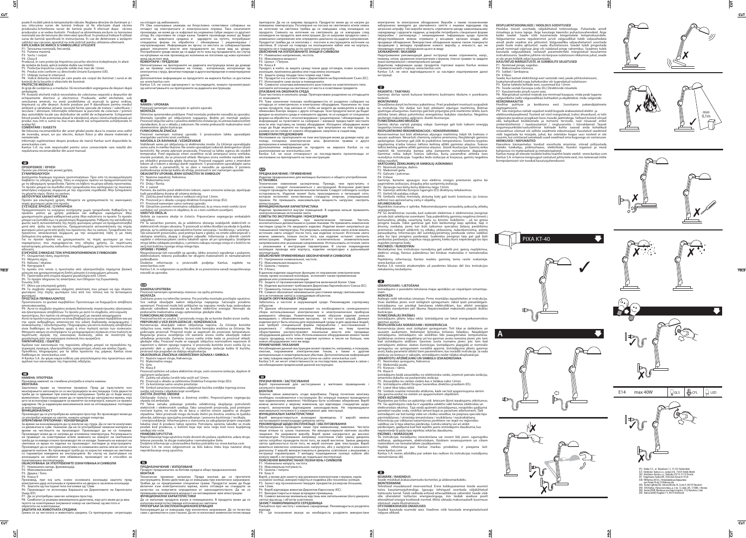poate fi înclzit până la temperaturile ridicate. Reglarea directței de iluminare și / sau inlocuirea sursei de lumină trebuie să fie efectuate după răcirea produsului.Schimbarea sursei de lumină poate fi efectuată după răcirea produsului și se vedea ilustrații. Produsul a alimentează exclusiv cu tensiunea nominală sau de tensiune din intervalul specificat. În produsul trebuie fi utilizat sursa de lumina specificată în instrucțiunea. În caz de deteriorare a izolaţim cablului sau carcasei, aparatul nu este potrivit pentru utilizarea ulterioară.

**EXPLICAȚIEA DE MARCĂ SI SIMBOLURILE UTILIZATE**

P1: Tensiunea nominală, frecvenţă.
P2: Puterea maximă.
P3: Soclu / corpul.
P4: Clasa II

Produsul, în care protecția împotriva șocurilor electrice îndepliniește, în afară de izolația de bază, aplică izolarie dublă sau întărită.

P5: Protecția împotriva corpurile solide mai mare de 12mm.
P6: Produs este conform cu directivele Uniunii Europene (UE).
P7: Utilizați numai în interiorul.
P8: Indică distanța minimă pe care poate are corpul de iluminat ( sursă el de lumină) de la locurile si obiectele de iluminat.

**PROTECȚIE MEDIULUI**

Ai grijă de curăţenia și a mediului. Vă recomandăm segregarea de deșeuri după ambalajele.

P9: Aceastá etichetă indică necesitatea de colectarea separată a deșeurilor de echipamente electrice și electronice. Produsele, astfel etichetate, sub sancțiunea amenzii, nu evet posibilitatea să aruncați la gunoi ordinar, împreună cu alte deșeuri. Aceste produse pot fi dăunătoare pentru mediul ambiant și sănătatea umană, necesită forme speciale de tratare / valorificare / reciclare / eliminare. Informații referitoare la punctele de colectare / primire ale autoritățile locale sau distribuitor de astfel de echipamente. Echipament folosit poate fi de asemenea predat la vânzătorul, atunci când achiziționează un produs nou într-o sumă nu mai mare decât noi echipamente achiziţionate în acelaşi fel.

**COMENTARII / SUGESTII**

Ne folosim ăcea recomandarilor din acest ghidul poate duce la crearea unui astfel de incendiu, arsuri, un șoc electric, leziuni fizice și alte daune materiale și nematerial.

Informații suplimentare despre produse de marcă Kanlux sunt disponibile la: www.kanlux.com

Kanlux S.A. nu este responsabil pentru orice consecințele care rezultă din nerespectarea recomandărilor din acest manual.

**GR**

**ΠΡΟΟΡΙΣΜΟΣ / ΧΡΗΣΗ**

Προϊόν για οικιακή και γενική χρήση.

**ΣΥΝΑΡΜΟΛΟΓΗΣΗ**

Διατηρείται δικαίωμα τεχνικών τροποποιήσεων. Πριν από τη συναρμολόγηση διαβάστε τις οδηγίες χρήσης. Όλες οι ενέργειες πρέπει να πραγματοποιούνται με τη αποσυνδεδεμένη τροφοδοσία. Πρέπει να λάβετε τα μέτρα ειδικής προστασίας. Το προϊόν μπορεί να συνδεθεί στην τροφοδοσία που εκπληρώνει τις ποιοτικές απαιτήσεις ενέργειας σύμφωνα με την ισχύουσα νομοθεσία. Μην ξεπεράσετε τη μέγιστη ισχύς δίοτε τις εικόνες.

**ΛΕΙΤΟΥΡΓΙΚΑ ΧΑΡΑΚΤΗΡΙΣΤΙΚΑ**

Προϊόν για εσωτερική χρήση. Μπορείτε να χρησιμοποιείτε τις οικονομικές πηγές φωτισμού μέσα στο προϊόν.

**ΣΥΣΤΑΣΕΙΣ ΧΡΗΣΗΣ / ΣΥΝΤΗΡΗΣΗ**

Πραγματοποιείτε τις ενέργειες συντήρησης χωρίς τροφοδοσία. Καθαρίζετε το προϊόν μόνο με χρήση μαλακών και καθαρών υφασμάτων. Μην χρησιμοποιείτε χημικά καθαριστικά μέσα. Μην καλύπτετε το προϊόν. Το προϊόν μπορεί να ζεσταθεί κατά τη διάρκεια της λειτουργίας. Ρύθμιση της κατεύθυνσης φωτός και/ή αντικατάσταση της πηγής φωτισμού μπορεί να πραγματοποιηθεί μετά από ψύξη του προϊόντος. Πραγματοποιείτε αντικατάσταση της πηγής φωτισμού μόνο μετά από ψύξη του προϊόντος δείτε τις εικόνες. Τροφοδοσία του προϊόντος αποκλειστικά σύμφωνα με την ονομαστική τάση ή με τάση διάρκειας στο φάσμα τάσεως.

Για το προϊόν πρέπει να χρησιμοποιείτε τις πηγές φωτισμού με τους παραμέτρους που περιγράφονται στις οδηγίες χρήσης. Σε περίπτωση καταστροφής μόνωσης καλωδίου ή περιβλήματος χρήση του προϊόντος είναι αδύνατη.

**ΕΞΗΓΗΣΕΙΣ ΣΗΜΑΣΙΑΣ ΤΩΝ ΧΡΗΣΙΜΟΠΟΙΗΜΕΝΩΝ ΣΥΜΒΟΛΩΝ**

P1: Ονομαστική τάση, συχνότητα.
P2: Μέγιστη ισχύς.
P3: Κάλυκα / πλαίσιο.
P4: Κατηγορία II

Το προϊόν στο οποίο η προστασία από ηλεκτροπληξία παρέχεται βασική μόνωση και χρησιμοποιείται διπλή μόνωση ή ενισχυμένη μόνωση.

P5: Προστασία από στερεά σώματα μεγαλύτερα από 12mm.
P6: Το προϊόν πληρώνει τις απαιτήσεις των Οδηγιών της Ευρωπαϊκής Ένωσης (ΕΕ).
P7: Μόνο για εσωτερική χρήση.
P8: Το σύμβολο σημαίνει ελάχιστη απόσταση που μπορεί να έχει πλαίσιο φωτισμού (της πηγής φωτισμού του) από του τόπους και τα αντικείμενα φωτισμού.

**ΠΡΟΣΤΑΣΙΑ ΠΕΡΙΒΑΛΛΟΝΤΟΣ**

Προστατεύετε το φυσικό περιβάλλον. Προτείνουμε να διαχωρίζετε απόβλητα αποσυσκευασίας.

P9: Αυτό το σύμβολο σημαίνει ανάγκη διαλεκτής συγκέντρωσης ηλεκτρικών και ηλεκτρονικών αποβλήτων. Το προϊόν με αυτό το σύμβολο, υπό κίνδυνο προστίμου, δεν πρέπει να απορρίπτεται μαζί με οικιακά απορρίμματα.

Αυτό το προϊόν μπορούν να είναι βλαβερά για το φυσικό περιβάλλον και για την υγεία ανθρώπινης, απαιτούνται την ειδική διαδικασία ανακομιδομικής / ανακύκλωσης / εξουδετέρωσης. Πληροφορίες για κέντρα συλλογής αποβλήτων είναι διαθέσιμες σε δημόσιες αρχές ή στον πωλητή αυτών των συσκευών. Μπορείτε ακόμη να επιστρέψετε τις χρησιμοποιμένες συσκευές στον πωλητή σε περίπτωση αγοράς της καινούργιας συσκευής, αλλά σε ποσότητα όχι μεγαλύτερη από την καινούργια συσκευή που αγοράζετε.

**ΠΑΡΑΤΗΡΗΣΕΙΣ / ΟΔΗΓΙΕΣ**

Αμέλεια των κανονισμών της παρούσας οδηγίας μπορεί να προκαλέσει τη πυρκαγιά, έγκαυμα, ηλεκτροπληξία, τραυματισμό, υλικές και ηθικές ζημιές.

Προϊόντα, πληροφορίες για τα άλλα προϊόντα της μάρκας Kanlux είναι διαθέσιμες σε: www.kanlux.com

Η Kanlux S.A. δεν φέρει καμία ευθύνη για αποτελέσματα που προκύπτουν από αμέλεια των κανονισμών της παρούσας οδηγίας.

**MK**

**НАМЕНА / УПОТРЕБА**

Производ наменет за станбена употреба и општа намена.

**МОНТАЖА**

Задржано право за технички промени. Пред да пристапите кон монтирањето истовремено се со инструкциите за инсталација. Сите дејности треба да се извршат со исклучено напојување. Треба да се биде многу внимателни. Производот може да се приклучи до напојувањата мрежа, ако што ги исполнува стандардите за квалитет на енергијата, која е во правно сообразност. Не ја надминува максималната моќ на оптоварување: погледни илустрации.

**ФУНКЦИОНАЛНОСТ**

Производот да се употребува во затворен простор. Во производот може да се употреби штедливи извори на светло, кои го штедат енергија.

**ОПЕРАТИВНИ ПРЕПОРАКИ / КОНЗЕРВАЦИЈА**

За време на конзервацијата да се исклучи од струја. Да се чисти исклучиво со депикатни и суви ткаенини. Да не се употребуваат хемиски материи за време на чистењето на производот. Производот да не се покрива. Производот може да се загрева до изложена температура. Регулирањето на правецот на осветлување и/или замената на изворот на светлината треба да се изведе откако производот ќе се изладии. Замената на изворот на светлина се врши по ладење на производот: погледни ја илустрацијата. Производот да се напојува исклучиво со номиналин напон или во опсег на дадениот напонот. Во производот треба да се користат извори на светлина со параметри наведени во инструкциите. Во случај на оштетување на изолацијата на кабелот или обвивката, производот не е способен за понатамошна експлоатација.

**ОБЈАСНУВАЊА ЗА УПОТРЕБЕНИТЕ ОЗНАЧУВАЊА И СИМБОЛИ**

P1: Номинален напон, фреквенција.
P2: Максимална моќ.
P3: Дршка / Тело.
P4: Класа II

Производ, при кој што, освен основната изолација заштита пред електричен удар исполнува и применета на двојна и засилена изолација.

P5: Заштита од постојани тела поголеми од 12мм.
P6: Производот го исполнува барањата на Директивите на Европската Унија (ЕУ).
P7: Да се употребува само во затворен простор.
P8: Симболот ја означува минималната далечина, која што може да ја има телото за осветлување (нејзиниот извор на светлина) од места и објектите на осветлување.

**ЗАШТИТА НА ЖИВОТНАТА СРЕДИНА**

Грижи се за чистотата и животната средина. Се препорачува сегрегација на отпадот од амбалажата.

P9: Оваа означување укажува на безусловно селективно собирање на отпадот од електронската и електричната опрема. Така означените производи, не може да се изфрлат во нормален отпад заедно со другиот отпад. Во спротивно не следи казна. Таквите производи можат да бидат штетни за животната средина и здравјето на луѓето, потребуваат специјална форма на обработка / обновување / рециклирање / неутрализирање. Информации во врска со местата за собирање/прием даваат локалните власти или продавачите на таков вид на уред. Употребената уреди може да се дадат исто така кај продавачите, во случај на купување на нов производ во количина не поголема од кого купениот уред од истиот вид.

**КОМЕНТАРИ / ПРЕДЛОЗИ**

Непочитување на препораките на дадената инструкција може да доведе до на пример: настанување на пожар, изгорувања, изгорените од електрична струја, физички повреди и други материјални и нематеријални штети.

Дополнителни информации за производите на марката Kanlux се достапни на www.kanlux.com

Kanlux S.A. не сноси одговорност за последиците, кои што произлегуваат од непочитувањето на препораките на дадената инструкција.

**SI**

**NAMEN / UPORABA**

Proizvod namenjen stanovanjski in splošni uporabi.

**MONTAŽA**

Tehnične spremembe pridržane. Pred montažo preberite navodila za uporabo. Montažo navedite pri izključenem napajanju. Bodite pri montaži pazljivi. Proizvod vključite samo v primerno električno instalacijo, ki ustreza kakovostnim standardom, ki so v skladu z zakonom. Ne smete prekoračiti maksimalne moči obremenitve: glejte ilustracije.

**FUNKCIONALNE ZNAČILNOSTI**

Proizvod namenjen notranji uporabi. S proizvodom lahko uporabljate energetsko varčen vir svetlobe.

**NAVODILA ZA RAVNANJE / VZDRŽEVANJE**

Vzdrževati samo pri izključenju iz električnega omrežja. Za čiščenje uporabljajte samo suhe in mehke tkanine. Ne smete uporabljati nobenih detergentov (čistil kemičnih). Ne smete pokrivati proizvoda. Proizvod se lahko segreva do visokih temperatur. Pred regulacijo smeri osvetlitve in/ali zamenjavo izvora svetlobe, morate počakati, da se proizvod ohladi. Menjavo izvira svetlobe naredite šele po ohladitvi proizvoda glejte ilustracije. Proizvod napajati samo z imenskim tokom ali v tokom z območja imenskih napetosti. S proizvodom uporabljajte samo izvire svetla s parametri, ki so dani v navodilu za uporabo. V primeru poškodovanja izolacije kabla ali ohišja, proizvod ni več namenjen uporabi.

**OBJASNITEV UPORABLJENIH OZNAČITEV IN SIMBOLOV**

P1: Nazivna napetost, frekvenca.
P2: Maksimalna moč.
P3: Držaj / fitinga.
P4: 2. razred

Pomeni, da zaščito pred električnim šokom, razen osnovne izolacije, izpolnjuje tudi uporabljene dvojna ali ojačana izolacija.

P5: Zaščita pred trdimi telesi o velikosti večji kot 12mm.
P6: Proizvod je v skladu s pogoji direktive Evropske Unije (EU).
P7: Proizvod namenjen samo notranji uporabi.
P8: Označitev pomeni minimalno oddaljenost, ki jo mora imeti svetilo (izvir svetlobe) od prostorov in objektov, ki so s tem svetilom osvetljeni.

**VARSTVO OKOLJA**

Skrbite za naravno okolje in čistočo. Priporočamo segregacijo embalažnih odpadkov.

P9: Ta označitev pomeni, da je selektivno zbiranje izrabljenih električnih in elektronskih izrabe obvezna. S proizvodi so lahko škodljivi za okolje in ljudsko zdravje, za to zahtevajo posebne forme ravnanja / reciklirania / izničenja. Tak označenih proizvodov, pod pretnjo kazni z globo, ne smete odstranjevati v običajne smetnjaka, skupaj z drugimi odpadki. Informacije o zbirnih centrih najdete v informacijskem centru lokalnih uprav ali pri sprodajalcu. Izrabljene stroje lahko oddajate prodajlcu, v primeru nakupa novega stroja in v količini ne večji kot količina novega stroja istega tipa.

**OPOMBE / POMOČ**

Neupoštevanje teh navodilih za uporabo, lahko povzroči ogrožanje s požarom, elektrošokom, telesno poškodbo ter drugimi materialnimi in nematerialnimi poškodbami.

Dodatne informacije o proizvodih podjetja Kanlux, najdete na www.kanlux.com

Kanlux S.A. ni odgovoren za poškodbe, ki so povzročene zaradi neupoštevanja navodil za uporabo.

**SRB**

**NAMENA/UPOTREBA**

Proizvod namenjen opremanju stanova i za opštu primenu.

**MONTAŽA**

Zadržano pravo na tehničke izmene. Pre početka montaže pročitajte uputstvo. Sve radnje obavljajte nakon isključenja napajanja. Sačuvajte posebnu opreznost. Proizvod može biti priključen na napojnu mrežu koja zadovoljava zakonski određene standarde za kvalitet električne energije. Nemojte da prekoračite maksimalnu snagu opterećenja: gledajte sliku.

**FUNKCIONALNE OSOBINE**

Proizvod koristiti u unutra. U proizvodu mogu da se koriste štedni izvori svetla.

**PREPORUKE U VEZI EKSPLOATACIJE / KONZERVACIJA**

Konzervaciju obavljajte nakon isključenja napona. Za čišćenje koristite isključivo suve, meke tkanine. Ne koristite hemijska sredstva za čišćenje. Ne pokrivajte proizvod. Proizvod može se zagrevati do povećane temperature. Regulacija pravca osvetljenja i/ili zamena izvora svetla obavljajte nakon ohlađenja proizvoda. Zamenu izvora svetla vršite kada se proizvod ohladi gledajte sliku. Proizvod može se napajati isključivo nominalnim naponom ili naponom iz opsega nominalnog napona. U proizvodu koristite izvori svetla čiji su parametri dati u uputstvu. U slučaju oštećenja izolacije kabla ili kućišta, proizvod nije pogodan za daljnju eksploataciju.

**OBJAŠNJENJA ZNAČENJA ISKORIŠĆENIH OZNAKA I SIMBOLA**

P1: Nazivni napon struje, frekvencija.
P2: Maksimalna snaga.
P3: Grlo.
P4: Klasa II

Proizvod zaštićen od udara električne struje, osim osnovne izolacije, duplom ili ojačanom izolacijom.

P5: Zaštita od ulaska čvrstih tela većih od 12mm.
P6: Proizvod je u skladu sa zahtevima Direktiva Evropske Unije (EU).
P7: Za korišćenje samo unutra prostorije.
P8: Simbol označava minimalnu udaljenost kućišta svetiljke (njenog izvora svetla) od mesta i objekata koje osvetljava.

**ZAŠTITA ŽIVOTNE SREDINE**

Održavajte čistoću i brinite o životnoj sredini. Preporučujemo segregaciju otpada od ambalaže.

P9: Takva oznaka ukazuje potrebu selektivnog skupljanja potrošenih električnih i elektronskih uređaja. Tako označenih proizvoda, pod pretnjom novčane kazne, ne može da se baca u obično smeće zajedno sa drugim otpadima. Takvi proizvodi mogu da budu štetni po životnu sredinu ili ljudsko zdravlje, zahtevaju specijalno preraživanje / povratno korišćenje / reciklaža / onesposobljenje. Informacija o stanicama za sakupljanje/prijem najpogodnije lokalna vlast ili prodavci takve opreme. Potrošenu opremu također se može predati kod prodavca, u količini koja nije veća nego kod novo kupljenog uređaja iste vrste.

**PRIMEDBE/UPUTSTVA**

Nepridržavanje toga uputstva može dovesti do požara, opekotine, udara struje, telesne povrede, te druge materijalne i nematerijalne štete.

Dodatne informacije o proizvodima Kanlux pristupite na www.kanlux.com

Kanlux S.A. ne snosi odgovornost za bilo kakvu štetu koja nastane zbog nepridržavanja ovog uputstva.

**BG**

**ПРЕДНАЗНАЧЕНИЕ / ИЗПОЛЗВАНЕ**

Продукт предназначен за битови нужди и общо предназначение.

**МОНТАЖ**

Технически промени запазени. Преди монтаж да се прочетете инструкцията. Всяко действие да се извършва при изключено захранване. Трябва да се предприемат специални грижи. Продуктът може да бъде включен към електрическата мрежа, която отговаря на стандарти за качество на енергията определени от законодателството. Да не се превишава максималната мощност на натоварване: виж илюстрации.

**ФУНКЦИОНАЛНИ ХАРАКТЕРИСТИКИ**

Да се използва продукта вътре в помещенията. В продукта може да се използва енергоспестяващи източници на светлина.

**ПРЕПОРЪКИ ЗА ЕКСПЛОАТАЦИЯ/КОНСЕРВАЦИЯ**

Консервация да се извършва при изключено захранване. Да се почиства само с деликатни и сухи тъкани. Да не се използват химически почистващи препарати. Да не се закрива продукта. Продуктът може да се нагрее до повишена температура. Регулиране на посока на светлината и/или смяна на източник на светлина трябва да се извършва след охлаждане на продукта. Смяната на източник на светлина да се извършва след охлаждане на продукта виж илюстрации. Да се захранва продукта само с номинално напрежение или отговарящо диапазон на дадени напрежения. Продуктът трябва да се използва с посочени в инструкцията източник на светлина. В случай на повреда на изолацията на кабел или на корпуса, продуктът не е подходящ за по-нататъшна употреба.

**ОБЯСНЕНИЕ НА ИЗПОЛЗВАНИТЕ ЗНАЦИ И СИМВОЛИ**

P1: Номинално напрежение, честота.
P2: Максимална мощност.
P3: Цокъл / Патрон.
P4: Клас II

Продукт, в който за защита срещу токов удар отговаря, освен основната изолация, прилагана двойна или подсилена изолация.

P5: Защита срещу твърди тела големи над 12мм.
P6: Продуктът е в съответствие с Директивите на Европейския Съюз (ЕС).
P7: Използвайте само вътре в помещенията.
P8: Символът означава минималното разстояние на осветителното тяло (неговия източник на светлина) от места и осветени предмети.

**ОПАЗВАНЕ НА ОКОЛНА СРЕДА**

Пазете чистотата и околната среда. Препоръчваме разделяне на отпадъците от опаковките.

P9: Това означение показва необходимостта от разделно събиране на отпадъци от електрическо и електронно оборудване. Маркираните по този начин продукти, под заплаха от глоба не може да изхвърляте в кофи за обикновени боклуци, заедно с други отпадъци. Такива продукти могат да бъдат вредни за околната среда и човешкото здраве, те се нуждаят от специални форми на обработка / оползотворяване / рециклиране / обезвреждане. За информация за пунктовете за събиране / приемане предоставят местните власти или търговци на такова оборудване. Използвано оборудване може също да бъде върнато на продавача, при закупуване на нов продукт в размер не по-голям от новото оборудване, закупено в същия вид.

**КОМЕНТАРИ/ПРЕДЛОЖЕНИЯ**

Неспазване на препоръките на тази инструкция може да доведе напр. до пожар, попарене, електрически шок, физически травми и други материални и нематериални щети.

Допълнителни информации за продукти на марката Kanlux са разположени на www.kanlux.com

Kanlux S.A. не носи отговорност за последствията произтичащи от неспазване на препоръките на тази инструкция.

**RUS**

**ПРЕДНАЗНАЧЕНИЕ / ПРИМЕНЕНИЕ**

Изделие предназначено для жилищно-бытового и общего употребления.

**УСТАНОВКА**

Технические изменения засекречены. Прежде, чем приступить к установке, следует ознакомиться с инструкцией. Всяческие действия следует проводить при выключенном питании. Следует соблюдать особую осторожность. Изделие может быть присоединено к питающей сети, которая исполняет качественные стандарты энергии, утвержденные правом. Не превышать максимальную мощность нагрузки: смотреть иллюстрации.

**ФУНКЦИОНАЛЬНАЯ ХАРАКТЕРИСТИКА**

Изделие применяется внутри помещений. В изделии нельзя применять энергосберегающие источники света.

**СОВЕТЫ ПО ЭКСПЛУАТАЦИИ / КОНСЕРВАЦИЯ**

Консервацию проводить при выключенном питании. Чистить исключительно деликатными и сухими тканями. Не применять химических чистящих средств. Не закрывать изделия. Изделие может нагреваться до повышенной температуры. Регулировать направление света и/или менять источник света следует после того, как изделие остынет. Источник света можно заменить только после того, как изделие остынет, смотреть иллюстрацию. Изделие питается исключительно номинальным напряжением или указанным напряжением. Использовать источник света с указанными в инструкции параметрами. В случае повреждения изоляции провода или корпуса, изделие непригодно к дальнейшей эксплуатации.

**ОБЪЯСНЕНИЯ ПРИМЕНЯЕМЫХ ОБОЗНАЧЕНИЙ И СИМВОЛОВ**

P1: Напряжение номинальное, частота.
P2: Максимальная мощность.
P3: Цоколь / патрон.
P4: II Класс

В данном изделии защитную функцию от поражения электрическим током, кроме основной изоляции, исполняет также применение двойной или усиленной изоляции.

P5: Защита от проникновения предметов величиной более 12мм.
P6: Изделие выполняет требования Директив Европейского Союза (ЕС).
P7: Применять только внутри помещений.
P8: Символ обозначает минимальное расстояние между светильником (его источником света) и освещаемыми объектом.

**ЗАЩИТА ОКРУЖАЮЩЕЙ СРЕДЫ**

Заботьтесь о чистоте и окружающей среде. Рекомендуем сортировку отбросов.

P9: Данное обозначение указывает на необходимость селективного сбора использованных электрических и электронных приборов домашнего обихода. Размеченные таким образом изделия нельзя выкидывать с обыкновенным мусором, за что грозит штраф. Данные изделия могут быть опасными для окружающей среды и для здоровья людей, они требуют специальной формы переработки / восстановления / рециклинга / обезвреживания. Информацию о тех пунктах сбора/приема распространяют локальные власти или продавцы оборудования данного типа. Использованное оборудование можно также отдать продавцу, если новое изделие куплено в числе не больше, чем новое оборудование того же вида.

**ПРИМЕЧАНИЯ /УКАЗАНИЯ**

Несоблюдение данной инструкции может привести, например, к пожарам, ожогам, поражению электрическим током, а также к другим материальным и нематериальным ущербам. Дополнительная информация на тему товаров марки Kanlux доступна на сайте: www.kanlux.com

Kanlux S.A. не несет ответственности за последствия, вызванные в связи с несоблюдением предписаний данной инструкции.

**UA**

**ПРИЗНАЧЕННЯ / ЗАСТОСУВАННЯ**

Виріб призначений для застосування у житлових приміщеннях і загального призначення.

**МОНТАЖ**

Технічні зміни вимагають згоди виробника. Перед початком монтажу необхідно ознайомитися з інструкцією. Всі операції повинні проводитися при відімкненому живленні. Необхідно бути особливо обережним. Виріб можна включати у мережу живлення, що відповідає стандартам щодо енергії, визначеним відповідним законодавством. Не перевищувати максимальну потужність навантаження: див. ілюстрації.

**ФУНКЦІОНАЛЬНІ ХАРАКТЕРИСТИКИ**

Виріб використовується всередині приміщень. У виробі можна застосовувати енергоощадні джерела світла.

**РЕКОМЕНДАЦІЇ ЩОДО ЕКСПЛУАТАЦІЇ / ОБСЛУГОВУВАННЯ**

Обслуговування проводити лише при вимкненому живленні. Чистити лише м'якою та сухою тканиною. Не використовувати хімічних засобів чищення. Не накривати виріб. Виріб може нагріватися до високої температури. Регулювання напрямку освітлення і/або заміну джерела світла потрібно проводити після того, як виріб охолоне. Заміна джерела світла здійснюється після того, як виріб охолоне: див. ілюстрацію. Виріб живиться виключно номінальною напругою, або у напрузі з вказаного діапазону. У виробі використовуються джерела освітлення з вказаними в інструкції параметрами. У випадку пошкодження ізоляції кабеля або кожуха виріб не є придатним до подальшої експлуатації.

**ПОЯСНЕННЯ ВИКОРИСТАНИХ ПОЗНАЧЕНЬ І СИМВОЛІВ**

P1: Номінальна напруга, частота.
P2: Максимальна потужність.
P3: Цоколь / патрон.
P4: Клас II

Виріб, у якому для захисту від ураження електричним струмом, окрім основної ізоляції, використовується подвійна або посилена ізоляція.

P5: Захист від проникнення твердих предметів розміром більшим, ніж 12мм.
P6: Виріб відповідає вимогам Директив Європейського Союзу (ЄС).
P7: Використовується лише всередині приміщень.
P8: Символ визначає мінімальну відстань між світильником (його джерелом світла) від місць і об'єктів освітлення.

**ЗАХИСТ НАВКОЛИШНЬОГО СЕРЕДОВИЩА**

Піклуйтеся про чистоту і оточуюче середовище. Рекомендується розділяти відходи.

P9: Це позначення вказує на необхідність роздільного використання електричне та електронне обладнання. Вироби з таким позначенням заборонено викидати до звичайного сміття з іншими відходами під загрозою штрафу. Такі вироби можуть спричинити шкоду навколишньому середовищу і здоров'ю людини, ці вироби потребують спеціальної форми переробки / регенерації / знешкодження. Інформацію щодо пунктів збору/приймання можна отримати у місцевих органах влади, або продавця обладнання. Використане обладнання можна також повернути продавцю у випадку придбання нового виробу, у кількості, що не перевищує нового обладнання цього ж виду.

**ЗАУВАЖЕННЯ / ВКАЗІВКИ**

Недотримання рекомендацій даної інструкції може спричинити, напр., пожежу, опіки, ураження електричним струмом, тілесні травми та завдати іншої матеріальної і нематеріальної шкоди.

Додаткову інформацію щодо продуктів торгової марки Kanlux можна отримати на веб-сторінці: www.kanlux.com

Kanlux S.A. не несе відповідальності за наслідки недотримання даної інструкції.

**LT**

**PASKIRTIS / TAIKYMAS**

Gaminys skirtas buitinėse patalpose ir bendrosios paskirties naudojimui.

**MONTAVIMAS**

Pasiliekame teisę daryti techninius pakeitimus. Prieš pradedant montuoti susipažinti su instrukcija. Visi darbai turi būti atliekami atjungus maitinimą. Butinas ypatingas atsargumas. Gaminys gali būti prijungtas prie maitinimo tinklo, kuris atitinka teisės aktais patvirtintus energetinius kokybės standartus. Negalima viršyti maksimalios apkrovos galios, žiūrėti iliustracijas.

**FUNKCIONALUMO BRUOŽAI**

Gaminį galima naudoti patalpų viduje. Gaminyje gali būti taikomi energiją taupantys šviesos šaltiniai.

**EKSPLOATAVIMO REKOMENDACIJOS / KONSERVAVIMAS**

Konservavimas turi būti atliekamas atjungus maitinimą. Valyti tik švelniais ir sausais audiniais. Nenaudoti cheminių valymo priemonių. Neuždengti gaminio apdangalais. Gaminys gali įkaiti iki padidintos temperatūros. Šviesos krypties reguliavimas ir/arba šviesos šaltinio keitimas atlikti gaminiui atvėsus. Šviesos šaltinį keisti gaminiui atvėsus, žiūrėti iliustraciją. Gaminį maitinti tik nominalia įtampa arba įtampa iš nurodyto diapazono. Gaminiui reikia taikyti šviesos šaltinius, kurių parametrai atitinka instrukcijoje nurodytus parametrus. Sugedus laido izoliacijai ar korpusui, gaminį negalima toliau naudoti.

**VARTOJAMŲ ŽENKLINIMŲ IR SIMBOLIŲ AIŠKINIMAS**

P1: Nominali įtampa, dažnis.
P2: Maksimali galia.
P3: Galvutė / patronas.
P4: II klase

Gaminys, kuriame apsaugos nuo elektros smūgio priemonės apima be pagrindinės izoliacijos, dvigubą arba sustiprintą izoliaciją.

P5: Apsauga nuo kietų kūnų didesnių nego 12mm.
P6: Gaminys atitinka Europos Sąjungos (ES) direktyvų reikalavimus.
P7: Vartoti tik patalpų viduje.
P8: Simbolis reiškia minimalų atstumą kokį gali turėti šviestuvas (jo šviesos šaltinis) nuo apšviečiamų vietų ir objektų.

**APLINKOSAUGA**

Rūpinkitės švarumu ir aplinka. Rekomenduojame surusiuoti pakuotės atliekų segregavimą.

P9: Šis ženklinimas nurodo, kad sudėvėti elektriniai ir elektroniniai įrenginiai privalo būti selektyviai surenkami. Taip paženklintų gaminių negalima išmesti į komunalinių atliekų savartyną kartu su kitomis šiukšlėmis – už tai gresia piniginė bauda. Tokie gaminiai gali būti kenksmingi kaip aplinkai, taip ir žmonių sveikatai, jiems turi būti taikomos specialios žaliavų perdirbimo priemonės, reikiant utilizuoti tų atliekų utilizavimo, nukenksminimo, antrinį panaudojimą. Informaciją apie tokius atliekų surinkimo punktus vietos valdžios arba šio tipo įrenginio pardavėjai. Sudėvėtas įrenginys taip pat gali būti perduotas pardavėjui, nuperkant naują gaminį, kiekiu kuris neperžengia šio tipo naujai perkamo įrenginio kiekio.

**PASTABOS / NURODYMAI**

Nesilaikymas šios instrukcijos nurodymų gali sukelti pvz. gaisrą, nudeginimus, elektros smūgį, fizinius sužeidimus bei kitokias materialias ir nematerialias žalas.

Papildomų informacijų Kanlux markės gaminių tema rasite svetainėje: www.kanlux.com

Kanlux S.A. neneša atsakomybės už pasekmes kilusias dėl šios instrukcijos reikalavimų nesilaikymo.

**LV**

**IZMANTOJUMS / LIETOŠANA**

Izstrādājums ir paredzēts lietošanai mājas apstākļos un vispārējam izmantojumam.

**MONTĀŽA**

Aizliegts veikt tehniskas izmaiņas. Pirms montāžas iepazīstieties ar instrukciju. Visas darbības jāveic esot izslēgtam spriegumam. Jābūt piesardzīgam. Izstrādājumu var pieslēgt barošanas elektrotīklam, kas atbilst enerģijas kvalitātes standartiem pēc likuma. Nepārsniedziet maksimālo piepūli: skatīties ilustrācijas.

**FUNKCIONĀLĀS ĪPAŠĪBAS**

Izstrādājums jālieto telpu iekšā. Izstrādājumā var lietot energoekonomiskos gaismas avotus.

**EKSPLUATĀCIJAS NORĀDĪJUMI / KONSERVĀCIJA**

Konservācija jāveic esot izslēgtam spriegumam. Tīrīt tikai ar delikātiem un sausiem audumiem. Nelietojiet ķīmiskus tīrīšanas līdzekļus. Neapklājiet izstrādājumu. Izstrādājums var iesildīties līdz paaugstinātai temperatūrai. Spīdēšanas virziena regulēšana un/vai gaismas avota nomaiņa jāveic pēc tam kad izstrādājums atdzisis. Gaismas avota nomaiņa jāveic pēc tam kad izstrādājums atdzisis: skatīt ilustrāciju. Izstrādājums jāpiegādā ar nominālo spriegumu vai spriegumu no norādītā apgabala. Izstrādājumā jālieto gaismas avoti, kuriem parametri atbilst tiem parametriem, kas norādīti instrukcijā. Ja vada izolācija vai korpuss ir sabojāti, izstrādājums nedrīkst tālākai ekspluatācijai.

**IZMANTOTU APZĪMĒJUMU UN SIMBOLU IZSKAIDROŠANA**

P1: Nominālais spriegums, frekvence.
P2: Maksimālā jauda.
P3: Korpuss / rāmis.
P4: Klase II

Izstrādājums kādā aizsardzību no elektrošoka veido, izņemot pamata izolāciju, izmantota dubulta vai pastiprināta izolācija.

P5: Aizsardzība no cietiem vielām kas ir lielākas nekā 12mm.
P6: Izstrādājums atbilst Eiropas Savienības direktīvu prasībām (ES).
P7: Lietot tikai telpu iekšā.
P8: Simbols nozīmē minimālo attālumu, kāds var būt apgaismojuma rāmim (tās gaismas avots) no vietām un apgaismotiem objektiem.

**VIDES AIZSARDZĪBA**

Rūpējieties par tīrību un apkārtējo vidi. Ieteicam šķirot iepakojumu atkritumus.

P9: Tas apzīmējums rādā ka ir vajadzība selektīvi vākt lietotas elektriskās un elektroniskās ierīces. Tajā veidā apzīmēti izstrādājumus, nesajūties gadījumā paredzētu soda naudu, nedrīkst izmest kopā ar parastiem atkritumiem. Tādi izstrādājumi var būt kaitīgi videi un cilvēku veselībai, tie prasa speciāla tipa pārstrādāšanas / otrreizējā izmantošana / reciklēšana / neutralizēšana. Informācija par vākšanas/saņemšanas punktiem var iegūt no vietējās valdības vai arī no to tipa ierīces pārdevējiem. Lietotu iekārtu var arī atdot pārdevējam, gadījumā kad tiek iepirkts jauns izstrādājums daudzumā, kas nepārsniedz šā paša tipa iepirktas iekārtas daudzumu.

**PIEZĪMES / NORĀDĪJUMI**

Šīs instrukcijas norādījumu neievērošana var novest līdz piem. ugunsgrēka radīšanai, apdegumiem, elektrošokam, fiziskiem ievainojumiem un citiem materiāliem vai nemateriāliem zaudējumiem.

Papildu informācija par Kanlux markas produktus ir pieejama šeit: www.kanlux.com

Kanlux S.A. nenes atbildību par sekām kas radīsies šīs instrukcijas norādījumu neievērošanas dēļ.

**EE**

**EESMÄRK / RAKENDUS**

Seade mõeldud ekspluateerimiseks korterites ja üldeesmärkideks.

**MONTEERIMINE**

Tehnilised muudatused reserveeritud. Enne kokkupanemise tööde uurige tutvu kasutamisjuhendiga. Igasugu tehingud soovitada väljalülitatud toitevooluga. Seade võib ühendada kvaliteedi standardile vastavaid ka ka elektrivõrku. Ärge ületage maksimaalset koormusvõimsust: vaata illustratsioone.

**OTSTARBEKOHASED OMADUSED**

Seadet kasutada ruumide sees. Seadmes võib kasutada energiatsäästvaid valguse allikaid.

**EKSPLUATATSIOONILISED / HOOLDUS SOOVITUSED**

Hooldus toimub toite väljalülitamisel. Puhastada ainult õrnade ja kuivade riietega. Ärge kasutage keemilisi puhastusvahendeid. Ärge katke seadet. Seade võib kuumeneda kõrgemale temperatuurile. Valgustamise suuna reguleerimist ja/või valgusallikat tuleb vahetada pärast seadme jahtumist. Valgusallika vahetamist tuleb teostada pärast toote mahajahtumist: vaata illustratsiooni. Seadet tuleb toitega varustada ainult nimipinge või määratud pingevahemikus. Seadmes tuleb kasutada valgusallikaid, mille parameetrid on kooskõlas kasutusjuhendis täpsustatud parameetritega. Kaabli isolatsiooni või korpuse kahjustamise korral ei ole seade enam edasiseks kasutamiseks sobilik.

**KASUTATUD MÄRGISTUSTE JA SÜMBOLITE SELGITUSED**

P1: Nominaal pinge, sagedus.
P2: Maksimaalne võimsus.
P3: Sokkel / lambipesa.
P4: II Klass

Seade, kus kaitset elektrilöögi eest vastutab lisaks põhiisolatsioonile, topelt- või tugevdatud isolatsioon.

P5: Kaitse tahkete kehade eest, suuremad kui 12mm.
P6: Toode vastab Euroopa Liidu (EL) Direktiivide nõuetele.
P7: Kasutamiseks ainult ruumi sees.
P8: Märgistatud sümbol määrab ära minimaalse kauguse, mida peab tagama valgustikule (selle valgusallikas) kohtadest ja objektidest, mida valgustab.

**KESKONNAKAITSE**

Hoolitse puhtuse ja keskkonna eest. Soovitame pakendijäätmete segregatsiooni.

P9: See märgistus näitab vajadust eraldi koguda ärakasutatud elektri- ja elektroonikaseadmeid. Tooteid sel viisil märgistatud, trahvi ähvardusel, ei tohi valjavisata tavalisse prügikasti koos muude jäätmetega. Sellised tooted võivad olla kahjulikud keskkonnale ja inimeste tervisele, nad nõuavad eriliste ümbertöötlemist / taaskasutamist / ringlussevõtu / kõrvaldamist. Teavet kogumispunktide/vastuvõtmise kohtade kohta saavad anda kohalikud omavalitsused või sellise seadmete edasimüüjad. Kasutatud seadmeid võib tagastada ka müüjale, juhul, kui ostetakse sama tüüpi uus toode, mille suurus ei ületa kasutatud seadmeid.

**MÄRKUSED / NÄPUNÄITED**

Käesoleva kasutusjuhendi soovituste eiramine võivad põhjustada näiteks tulekahju, põletushaavu, elektrilööki, füüsilisi vigastusi ja muid kahjusid nii materiaalseid ja immateriaalseid.

Kanlux margi all olevate toodete kohta leiate teavet veebil: www.kanlux.com

Kanlux S.A. ei kanna mingisugust vastutust juhtumite eest, mis tulenevad mitte kinnipidamisest siin toodud kasutusjuhendusest.

PIXA KT-40

min 0,1m

E14 max 40W

[PL] Kanlux S.A., ul. Objazdowa 1-3, 41-922 Radzionków
[CZ] Distributor: Kanlux s.r.o., Sadová 418, 739 61 Třinec
[SK] Distributor: Kanlux s.r.o., Hviezdoslavova 19/9, 911 01 Trenčín
[RO] Distributor: Kanlux Romania SRL, Bd. Timisoara 92, sector 6, Bucuresti
[UA] Distributor: ТОВ «Канлюкс Україна», вул. Богатирська 6, 04212 Київ
[RU] Distributor: ООО «Канлюкс», 115230 Москва, Варшавское шоссе, 42
[HU] Distributor: Kanlux Kft., 1106 Budapest, Keresztúri út 40
[DE] Kanlux GmbH, Planetenfeldstr. 116, 44379 Dortmund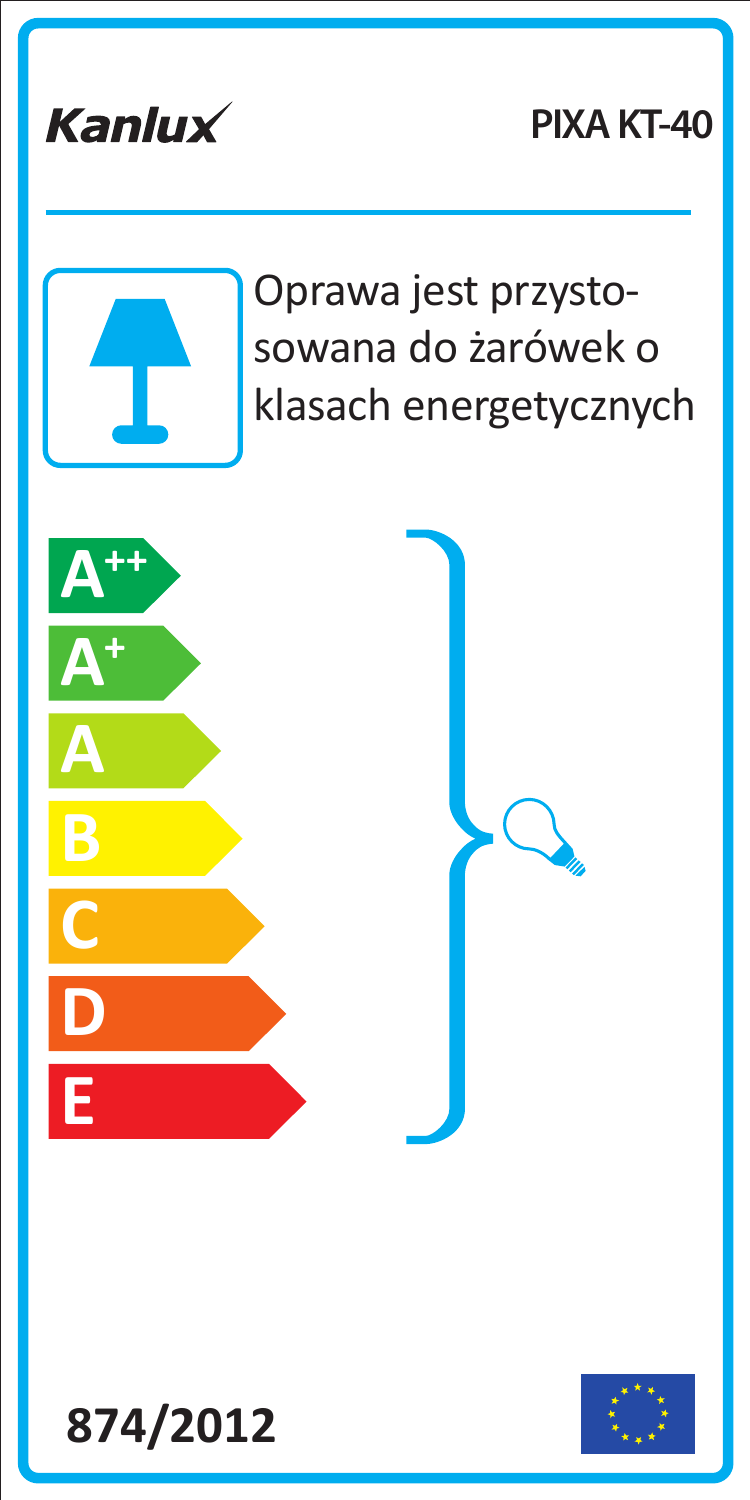Kanlux

**PIXA KT-40**

Oprawa jest przystosowana do żarówek o klasach energetycznych

A++
A+
A
B
C
D
E

**874/2012**